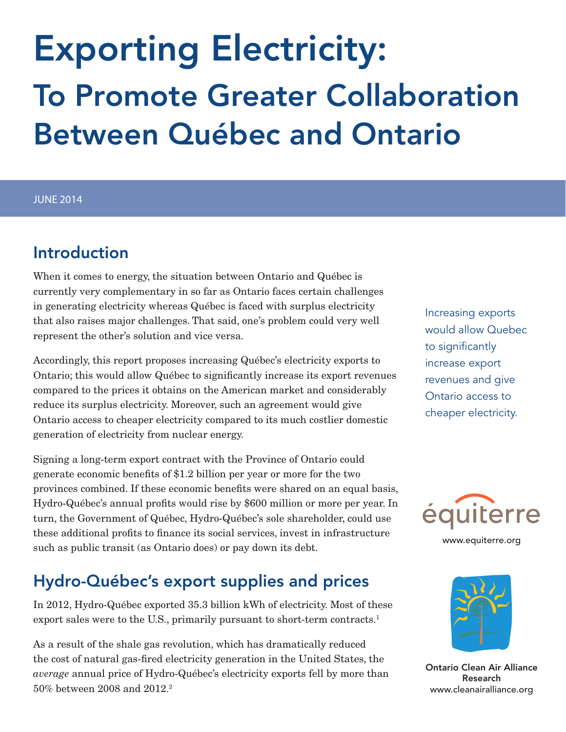# Exporting Electricity:

## To Promote Greater Collaboration Between Québec and Ontario

JUNE 2014

## Introduction

When it comes to energy, the situation between Ontario and Québec is currently very complementary in so far as Ontario faces certain challenges in generating electricity whereas Québec is faced with surplus electricity that also raises major challenges. That said, one's problem could very well represent the other's solution and vice versa.

Accordingly, this report proposes increasing Québec's electricity exports to Ontario; this would allow Québec to significantly increase its export revenues compared to the prices it obtains on the American market and considerably reduce its surplus electricity. Moreover, such an agreement would give Ontario access to cheaper electricity compared to its much costlier domestic generation of electricity from nuclear energy.

Increasing exports would allow Quebec to significantly increase export revenues and give Ontario access to cheaper electricity.

Signing a long-term export contract with the Province of Ontario could generate economic benefits of $1.2 billion per year or more for the two provinces combined. If these economic benefits were shared on an equal basis, Hydro-Québec's annual profits would rise by $600 million or more per year. In turn, the Government of Québec, Hydro-Québec's sole shareholder, could use these additional profits to finance its social services, invest in infrastructure such as public transit (as Ontario does) or pay down its debt.

## Hydro-Québec's export supplies and prices

In 2012, Hydro-Québec exported 35.3 billion kWh of electricity. Most of these export sales were to the U.S., primarily pursuant to short-term contracts.[1]

As a result of the shale gas revolution, which has dramatically reduced the cost of natural gas-fired electricity generation in the United States, the *average* annual price of Hydro-Québec's electricity exports fell by more than 50% between 2008 and 2012.[2]

équiterre
www.equiterre.org

Ontario Clean Air Alliance Research
www.cleanairalliance.org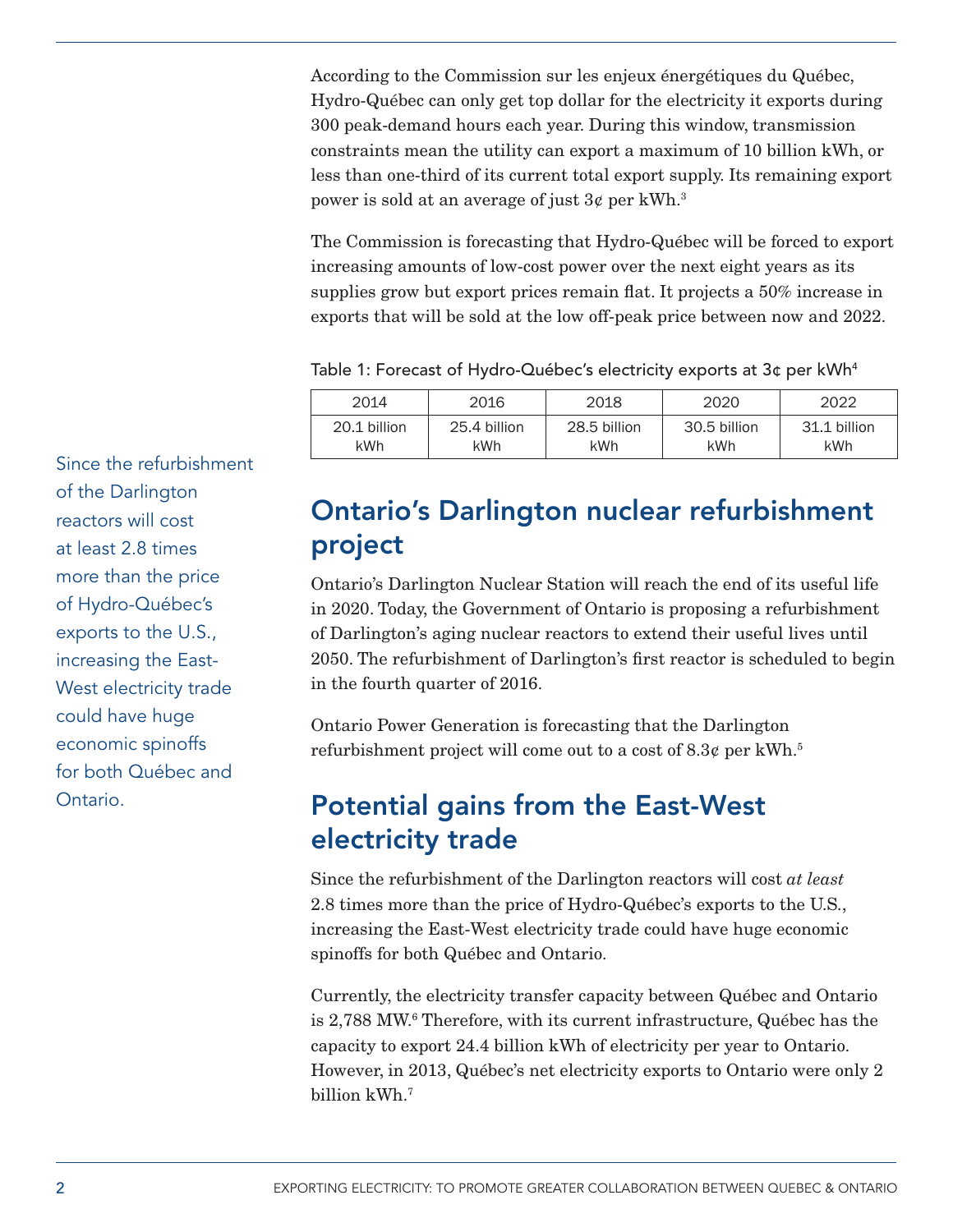According to the Commission sur les enjeux énergétiques du Québec, Hydro-Québec can only get top dollar for the electricity it exports during 300 peak-demand hours each year. During this window, transmission constraints mean the utility can export a maximum of 10 billion kWh, or less than one-third of its current total export supply. Its remaining export power is sold at an average of just 3¢ per kWh.[3]

The Commission is forecasting that Hydro-Québec will be forced to export increasing amounts of low-cost power over the next eight years as its supplies grow but export prices remain flat. It projects a 50% increase in exports that will be sold at the low off-peak price between now and 2022.

Table 1: Forecast of Hydro-Québec's electricity exports at 3¢ per kWh[4]

| 2014 | 2016 | 2018 | 2020 | 2022 |
|---|---|---|---|---|
| 20.1 billion kWh | 25.4 billion kWh | 28.5 billion kWh | 30.5 billion kWh | 31.1 billion kWh |

Since the refurbishment of the Darlington reactors will cost at least 2.8 times more than the price of Hydro-Québec's exports to the U.S., increasing the East-West electricity trade could have huge economic spinoffs for both Québec and Ontario.

## Ontario's Darlington nuclear refurbishment project

Ontario's Darlington Nuclear Station will reach the end of its useful life in 2020. Today, the Government of Ontario is proposing a refurbishment of Darlington's aging nuclear reactors to extend their useful lives until 2050. The refurbishment of Darlington's first reactor is scheduled to begin in the fourth quarter of 2016.

Ontario Power Generation is forecasting that the Darlington refurbishment project will come out to a cost of 8.3¢ per kWh.[5]

## Potential gains from the East-West electricity trade

Since the refurbishment of the Darlington reactors will cost *at least* 2.8 times more than the price of Hydro-Québec's exports to the U.S., increasing the East-West electricity trade could have huge economic spinoffs for both Québec and Ontario.

Currently, the electricity transfer capacity between Québec and Ontario is 2,788 MW.[6] Therefore, with its current infrastructure, Québec has the capacity to export 24.4 billion kWh of electricity per year to Ontario. However, in 2013, Québec's net electricity exports to Ontario were only 2 billion kWh.[7]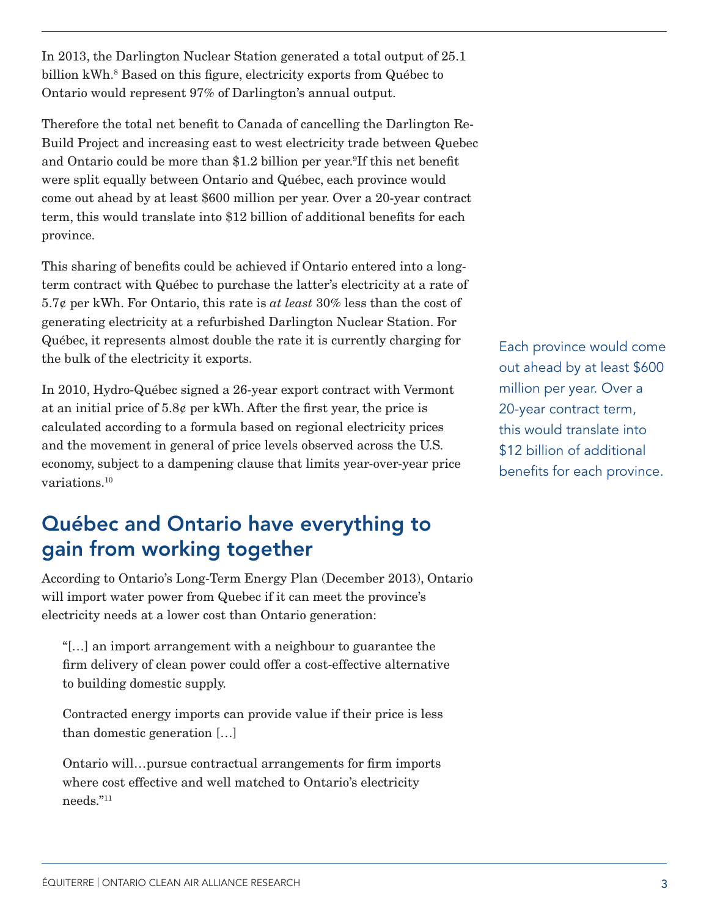In 2013, the Darlington Nuclear Station generated a total output of 25.1 billion kWh.[8] Based on this figure, electricity exports from Québec to Ontario would represent 97% of Darlington's annual output.

Therefore the total net benefit to Canada of cancelling the Darlington Re-Build Project and increasing east to west electricity trade between Quebec and Ontario could be more than $1.2 billion per year.[9] If this net benefit were split equally between Ontario and Québec, each province would come out ahead by at least $600 million per year. Over a 20-year contract term, this would translate into $12 billion of additional benefits for each province.

This sharing of benefits could be achieved if Ontario entered into a long-term contract with Québec to purchase the latter's electricity at a rate of 5.7¢ per kWh. For Ontario, this rate is *at least* 30% less than the cost of generating electricity at a refurbished Darlington Nuclear Station. For Québec, it represents almost double the rate it is currently charging for the bulk of the electricity it exports.

In 2010, Hydro-Québec signed a 26-year export contract with Vermont at an initial price of 5.8¢ per kWh. After the first year, the price is calculated according to a formula based on regional electricity prices and the movement in general of price levels observed across the U.S. economy, subject to a dampening clause that limits year-over-year price variations.[10]

Each province would come out ahead by at least $600 million per year. Over a 20-year contract term, this would translate into $12 billion of additional benefits for each province.

## Québec and Ontario have everything to gain from working together

According to Ontario's Long-Term Energy Plan (December 2013), Ontario will import water power from Quebec if it can meet the province's electricity needs at a lower cost than Ontario generation:

> "[…] an import arrangement with a neighbour to guarantee the firm delivery of clean power could offer a cost-effective alternative to building domestic supply.
>
> Contracted energy imports can provide value if their price is less than domestic generation […]
>
> Ontario will…pursue contractual arrangements for firm imports where cost effective and well matched to Ontario's electricity needs."[11]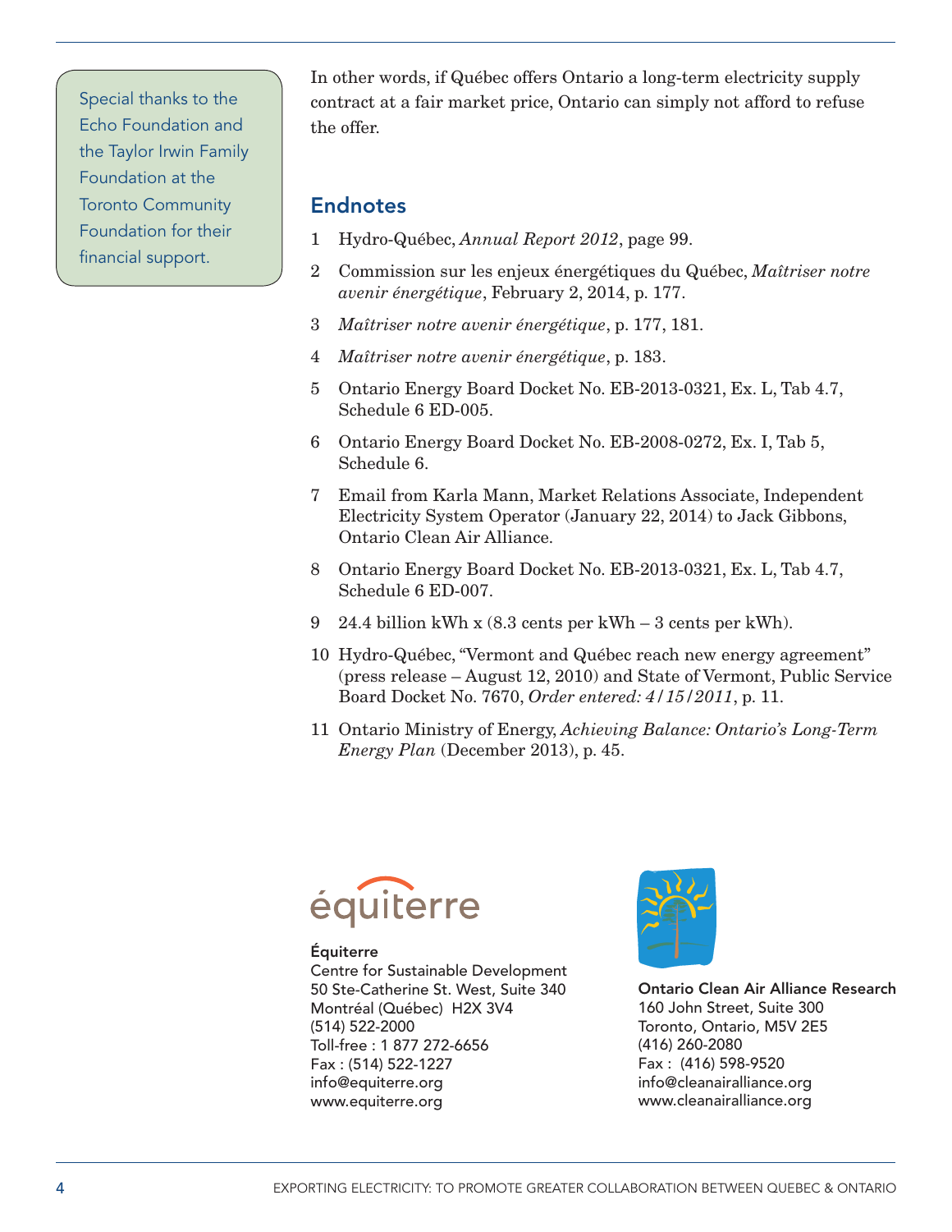Special thanks to the Echo Foundation and the Taylor Irwin Family Foundation at the Toronto Community Foundation for their financial support.

In other words, if Québec offers Ontario a long-term electricity supply contract at a fair market price, Ontario can simply not afford to refuse the offer.

## Endnotes

1. Hydro-Québec, *Annual Report 2012*, page 99.
2. Commission sur les enjeux énergétiques du Québec, *Maîtriser notre avenir énergétique*, February 2, 2014, p. 177.
3. *Maîtriser notre avenir énergétique*, p. 177, 181.
4. *Maîtriser notre avenir énergétique*, p. 183.
5. Ontario Energy Board Docket No. EB-2013-0321, Ex. L, Tab 4.7, Schedule 6 ED-005.
6. Ontario Energy Board Docket No. EB-2008-0272, Ex. I, Tab 5, Schedule 6.
7. Email from Karla Mann, Market Relations Associate, Independent Electricity System Operator (January 22, 2014) to Jack Gibbons, Ontario Clean Air Alliance.
8. Ontario Energy Board Docket No. EB-2013-0321, Ex. L, Tab 4.7, Schedule 6 ED-007.
9. 24.4 billion kWh x (8.3 cents per kWh – 3 cents per kWh).
10. Hydro-Québec, "Vermont and Québec reach new energy agreement" (press release – August 12, 2010) and State of Vermont, Public Service Board Docket No. 7670, *Order entered: 4/15/2011*, p. 11.
11. Ontario Ministry of Energy, *Achieving Balance: Ontario's Long-Term Energy Plan* (December 2013), p. 45.

équiterre

**Équiterre**
Centre for Sustainable Development
50 Ste-Catherine St. West, Suite 340
Montréal (Québec) H2X 3V4
(514) 522-2000
Toll-free : 1 877 272-6656
Fax : (514) 522-1227
info@equiterre.org
www.equiterre.org

**Ontario Clean Air Alliance Research**
160 John Street, Suite 300
Toronto, Ontario, M5V 2E5
(416) 260-2080
Fax : (416) 598-9520
info@cleanairalliance.org
www.cleanairalliance.org